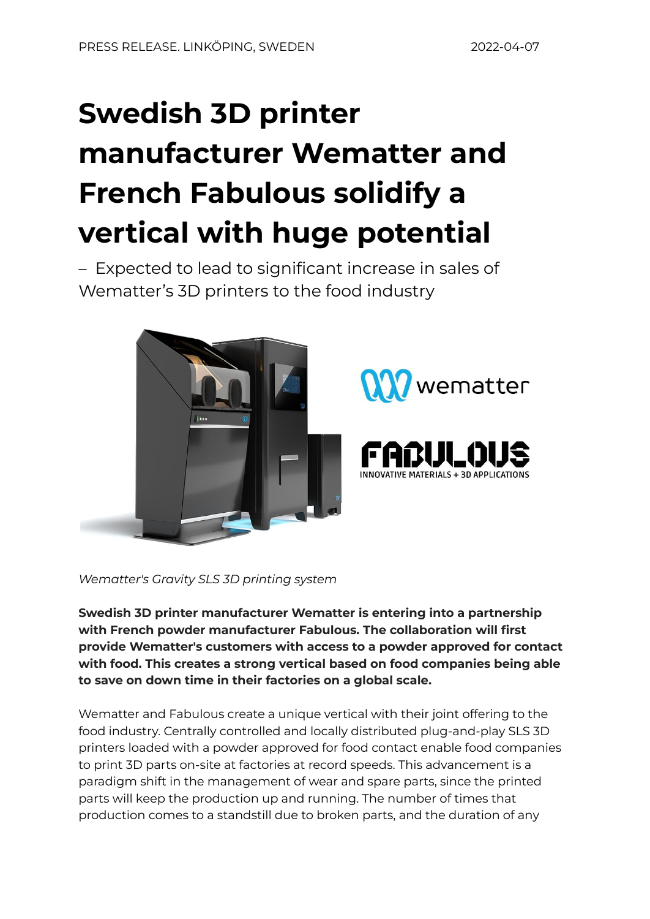PRESS RELEASE. LINKÖPING, SWEDEN 2022-04-07

# Swedish 3D printer manufacturer Wematter and French Fabulous solidify a vertical with huge potential

– Expected to lead to significant increase in sales of Wematter's 3D printers to the food industry

*Wematter's Gravity SLS 3D printing system*

**Swedish 3D printer manufacturer Wematter is entering into a partnership with French powder manufacturer Fabulous. The collaboration will first provide Wematter's customers with access to a powder approved for contact with food. This creates a strong vertical based on food companies being able to save on down time in their factories on a global scale.**

Wematter and Fabulous create a unique vertical with their joint offering to the food industry. Centrally controlled and locally distributed plug-and-play SLS 3D printers loaded with a powder approved for food contact enable food companies to print 3D parts on-site at factories at record speeds. This advancement is a paradigm shift in the management of wear and spare parts, since the printed parts will keep the production up and running. The number of times that production comes to a standstill due to broken parts, and the duration of any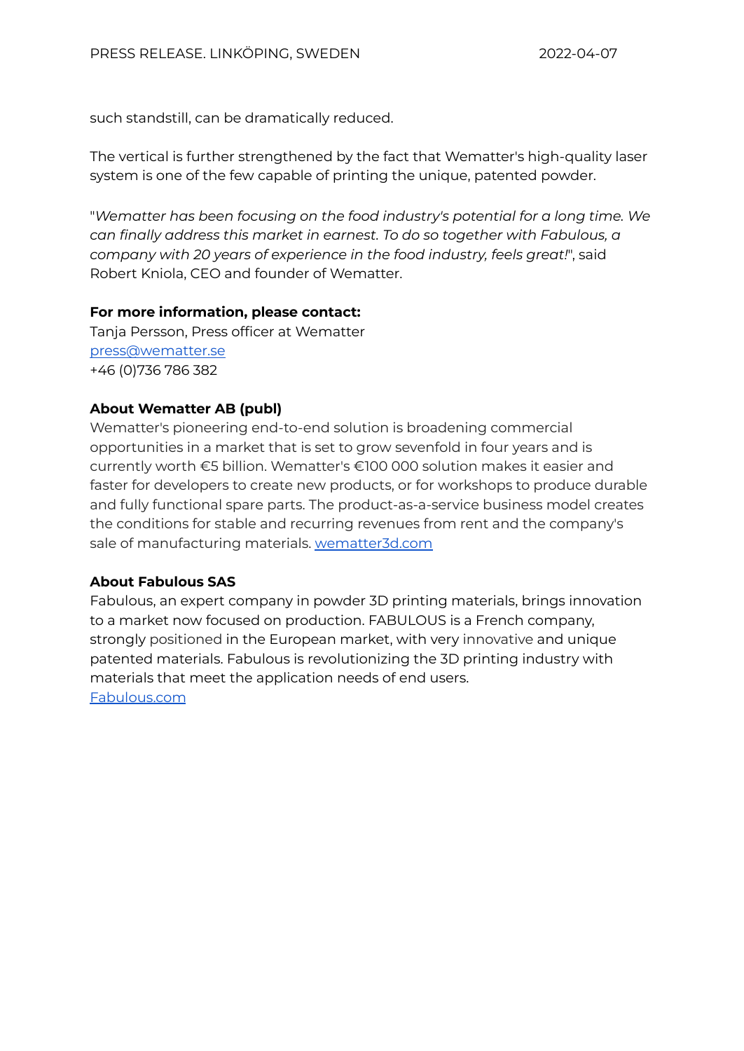such standstill, can be dramatically reduced.

The vertical is further strengthened by the fact that Wematter's high-quality laser system is one of the few capable of printing the unique, patented powder.

"*Wematter has been focusing on the food industry's potential for a long time. We can finally address this market in earnest. To do so together with Fabulous, a company with 20 years of experience in the food industry, feels great!*", said Robert Kniola, CEO and founder of Wematter.

**For more information, please contact:**
Tanja Persson, Press officer at Wematter
[press@wematter.se](mailto:press@wematter.se)
+46 (0)736 786 382

**About Wematter AB (publ)**
Wematter's pioneering end-to-end solution is broadening commercial opportunities in a market that is set to grow sevenfold in four years and is currently worth €5 billion. Wematter's €100 000 solution makes it easier and faster for developers to create new products, or for workshops to produce durable and fully functional spare parts. The product-as-a-service business model creates the conditions for stable and recurring revenues from rent and the company's sale of manufacturing materials. [wematter3d.com](wematter3d.com)

**About Fabulous SAS**
Fabulous, an expert company in powder 3D printing materials, brings innovation to a market now focused on production. FABULOUS is a French company, strongly positioned in the European market, with very innovative and unique patented materials. Fabulous is revolutionizing the 3D printing industry with materials that meet the application needs of end users.
[Fabulous.com](Fabulous.com)